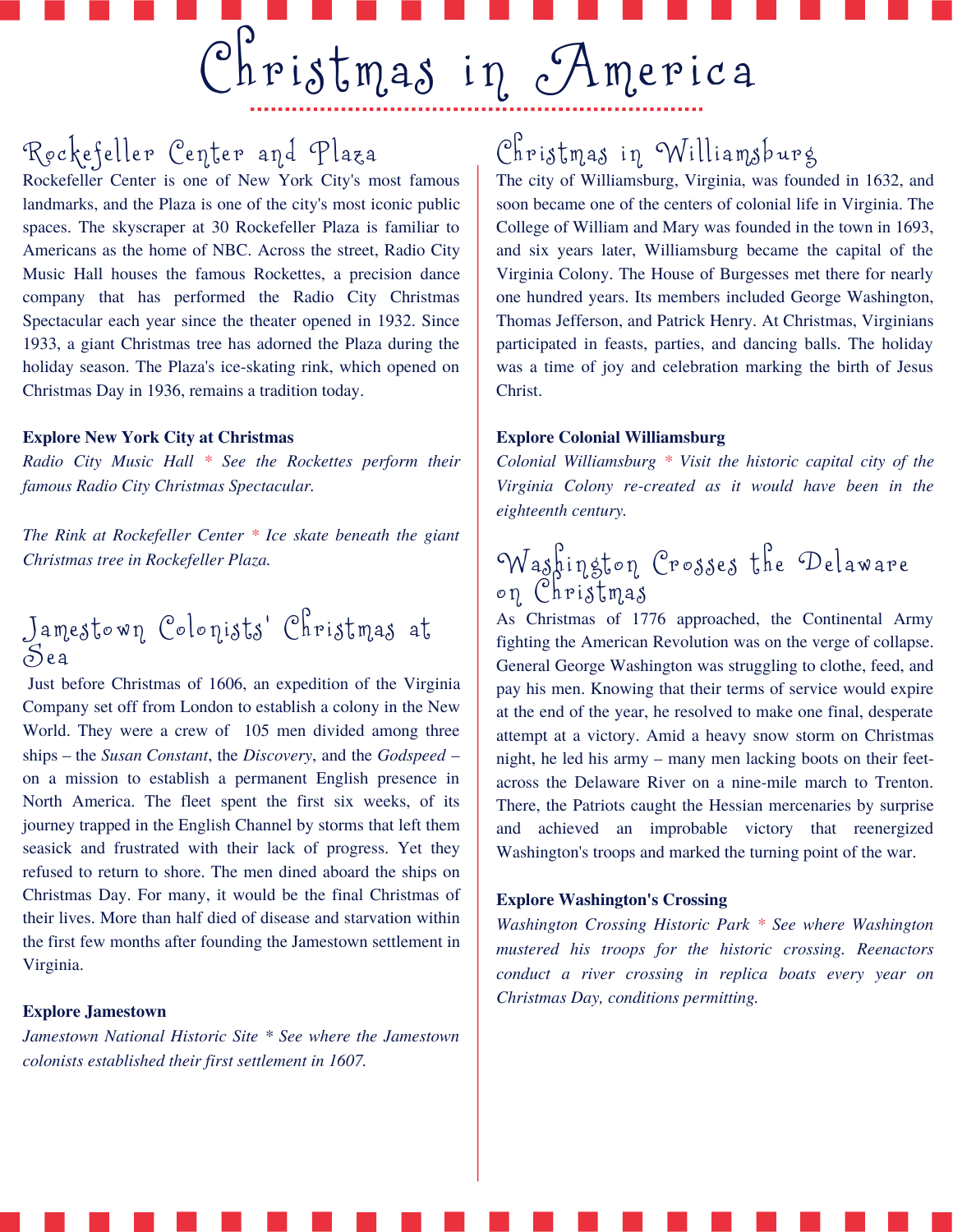# Christmas in America

## Rockefeller Center and Plaza

Rockefeller Center is one of New York City's most famous landmarks, and the Plaza is one of the city's most iconic public spaces. The skyscraper at 30 Rockefeller Plaza is familiar to Americans as the home of NBC. Across the street, Radio City Music Hall houses the famous Rockettes, a precision dance company that has performed the Radio City Christmas Spectacular each year since the theater opened in 1932. Since 1933, a giant Christmas tree has adorned the Plaza during the holiday season. The Plaza's ice-skating rink, which opened on Christmas Day in 1936, remains a tradition today.

**Explore New York City at Christmas**

*Radio City Music Hall * See the Rockettes perform their famous Radio City Christmas Spectacular.*

*The Rink at Rockefeller Center * Ice skate beneath the giant Christmas tree in Rockefeller Plaza.*

## Jamestown Colonists' Christmas at Sea

Just before Christmas of 1606, an expedition of the Virginia Company set off from London to establish a colony in the New World. They were a crew of 105 men divided among three ships – the *Susan Constant*, the *Discovery*, and the *Godspeed* – on a mission to establish a permanent English presence in North America. The fleet spent the first six weeks, of its journey trapped in the English Channel by storms that left them seasick and frustrated with their lack of progress. Yet they refused to return to shore. The men dined aboard the ships on Christmas Day. For many, it would be the final Christmas of their lives. More than half died of disease and starvation within the first few months after founding the Jamestown settlement in Virginia.

**Explore Jamestown**

*Jamestown National Historic Site * See where the Jamestown colonists established their first settlement in 1607.*

## Christmas in Williamsburg

The city of Williamsburg, Virginia, was founded in 1632, and soon became one of the centers of colonial life in Virginia. The College of William and Mary was founded in the town in 1693, and six years later, Williamsburg became the capital of the Virginia Colony. The House of Burgesses met there for nearly one hundred years. Its members included George Washington, Thomas Jefferson, and Patrick Henry. At Christmas, Virginians participated in feasts, parties, and dancing balls. The holiday was a time of joy and celebration marking the birth of Jesus Christ.

**Explore Colonial Williamsburg**

*Colonial Williamsburg * Visit the historic capital city of the Virginia Colony re-created as it would have been in the eighteenth century.*

## Washington Crosses the Delaware on Christmas

As Christmas of 1776 approached, the Continental Army fighting the American Revolution was on the verge of collapse. General George Washington was struggling to clothe, feed, and pay his men. Knowing that their terms of service would expire at the end of the year, he resolved to make one final, desperate attempt at a victory. Amid a heavy snow storm on Christmas night, he led his army – many men lacking boots on their feet- across the Delaware River on a nine-mile march to Trenton. There, the Patriots caught the Hessian mercenaries by surprise and achieved an improbable victory that reenergized Washington's troops and marked the turning point of the war.

**Explore Washington's Crossing**

*Washington Crossing Historic Park * See where Washington mustered his troops for the historic crossing. Reenactors conduct a river crossing in replica boats every year on Christmas Day, conditions permitting.*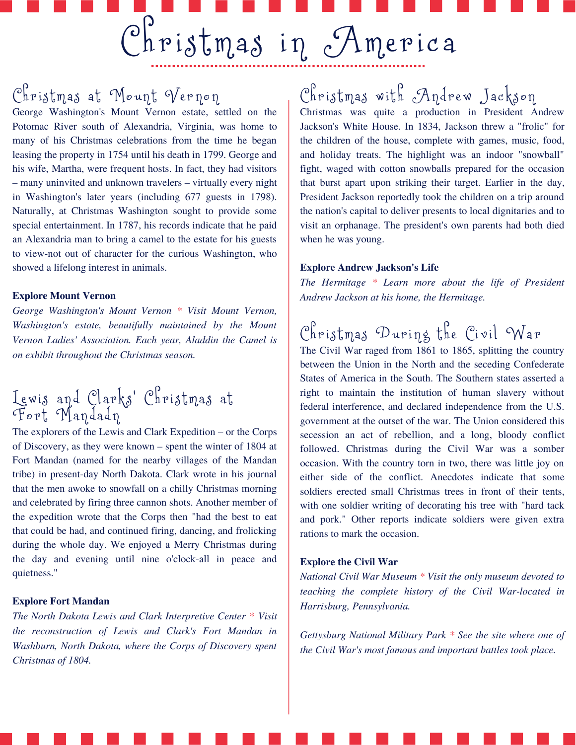# Christmas in America

## Christmas at Mount Vernon

George Washington's Mount Vernon estate, settled on the Potomac River south of Alexandria, Virginia, was home to many of his Christmas celebrations from the time he began leasing the property in 1754 until his death in 1799. George and his wife, Martha, were frequent hosts. In fact, they had visitors – many uninvited and unknown travelers – virtually every night in Washington's later years (including 677 guests in 1798). Naturally, at Christmas Washington sought to provide some special entertainment. In 1787, his records indicate that he paid an Alexandria man to bring a camel to the estate for his guests to view-not out of character for the curious Washington, who showed a lifelong interest in animals.

**Explore Mount Vernon**

*George Washington's Mount Vernon * Visit Mount Vernon, Washington's estate, beautifully maintained by the Mount Vernon Ladies' Association. Each year, Aladdin the Camel is on exhibit throughout the Christmas season.*

## Lewis and Clarks' Christmas at Fort Mandadn

The explorers of the Lewis and Clark Expedition – or the Corps of Discovery, as they were known – spent the winter of 1804 at Fort Mandan (named for the nearby villages of the Mandan tribe) in present-day North Dakota. Clark wrote in his journal that the men awoke to snowfall on a chilly Christmas morning and celebrated by firing three cannon shots. Another member of the expedition wrote that the Corps then "had the best to eat that could be had, and continued firing, dancing, and frolicking during the whole day. We enjoyed a Merry Christmas during the day and evening until nine o'clock-all in peace and quietness."

**Explore Fort Mandan**

*The North Dakota Lewis and Clark Interpretive Center * Visit the reconstruction of Lewis and Clark's Fort Mandan in Washburn, North Dakota, where the Corps of Discovery spent Christmas of 1804.*

## Christmas with Andrew Jackson

Christmas was quite a production in President Andrew Jackson's White House. In 1834, Jackson threw a "frolic" for the children of the house, complete with games, music, food, and holiday treats. The highlight was an indoor "snowball" fight, waged with cotton snowballs prepared for the occasion that burst apart upon striking their target. Earlier in the day, President Jackson reportedly took the children on a trip around the nation's capital to deliver presents to local dignitaries and to visit an orphanage. The president's own parents had both died when he was young.

**Explore Andrew Jackson's Life**

*The Hermitage * Learn more about the life of President Andrew Jackson at his home, the Hermitage.*

## Christmas During the Civil War

The Civil War raged from 1861 to 1865, splitting the country between the Union in the North and the seceding Confederate States of America in the South. The Southern states asserted a right to maintain the institution of human slavery without federal interference, and declared independence from the U.S. government at the outset of the war. The Union considered this secession an act of rebellion, and a long, bloody conflict followed. Christmas during the Civil War was a somber occasion. With the country torn in two, there was little joy on either side of the conflict. Anecdotes indicate that some soldiers erected small Christmas trees in front of their tents, with one soldier writing of decorating his tree with "hard tack and pork." Other reports indicate soldiers were given extra rations to mark the occasion.

**Explore the Civil War**

*National Civil War Museum * Visit the only museum devoted to teaching the complete history of the Civil War-located in Harrisburg, Pennsylvania.*

*Gettysburg National Military Park * See the site where one of the Civil War's most famous and important battles took place.*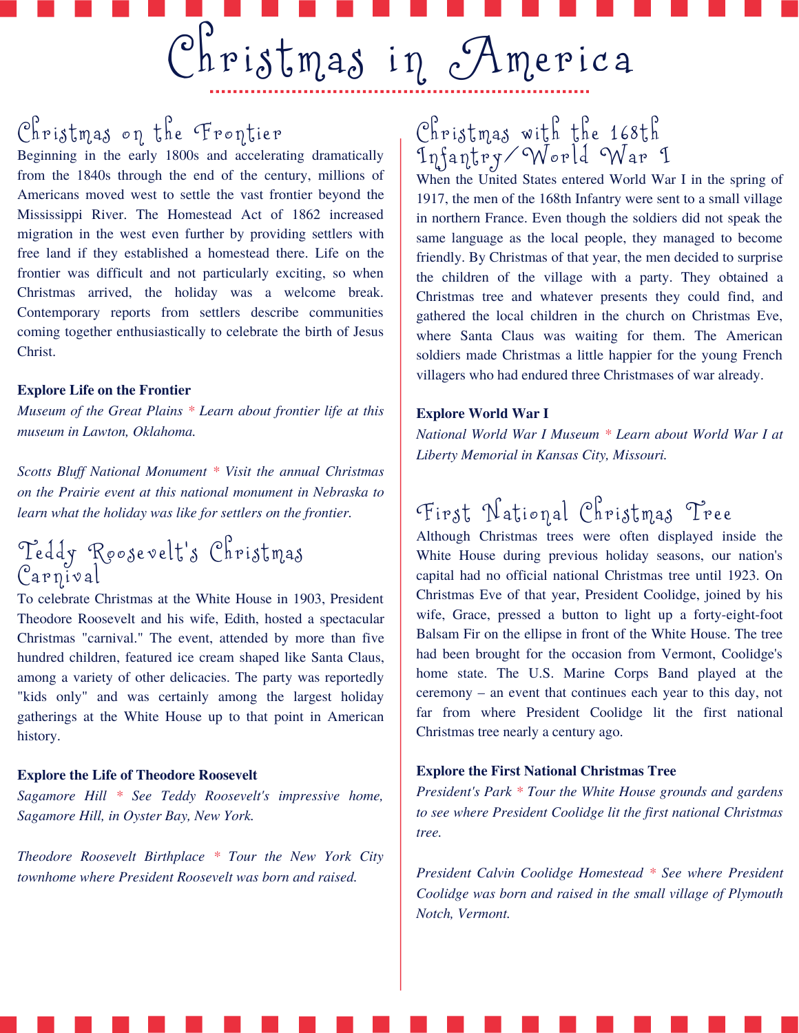# Christmas in America

## Christmas on the Frontier

Beginning in the early 1800s and accelerating dramatically from the 1840s through the end of the century, millions of Americans moved west to settle the vast frontier beyond the Mississippi River. The Homestead Act of 1862 increased migration in the west even further by providing settlers with free land if they established a homestead there. Life on the frontier was difficult and not particularly exciting, so when Christmas arrived, the holiday was a welcome break. Contemporary reports from settlers describe communities coming together enthusiastically to celebrate the birth of Jesus Christ.

**Explore Life on the Frontier**

*Museum of the Great Plains * Learn about frontier life at this museum in Lawton, Oklahoma.*

*Scotts Bluff National Monument * Visit the annual Christmas on the Prairie event at this national monument in Nebraska to learn what the holiday was like for settlers on the frontier.*

## Teddy Roosevelt's Christmas Carnival

To celebrate Christmas at the White House in 1903, President Theodore Roosevelt and his wife, Edith, hosted a spectacular Christmas "carnival." The event, attended by more than five hundred children, featured ice cream shaped like Santa Claus, among a variety of other delicacies. The party was reportedly "kids only" and was certainly among the largest holiday gatherings at the White House up to that point in American history.

**Explore the Life of Theodore Roosevelt**

*Sagamore Hill * See Teddy Roosevelt's impressive home, Sagamore Hill, in Oyster Bay, New York.*

*Theodore Roosevelt Birthplace * Tour the New York City townhome where President Roosevelt was born and raised.*

## Christmas with the 168th Infantry/World War I

When the United States entered World War I in the spring of 1917, the men of the 168th Infantry were sent to a small village in northern France. Even though the soldiers did not speak the same language as the local people, they managed to become friendly. By Christmas of that year, the men decided to surprise the children of the village with a party. They obtained a Christmas tree and whatever presents they could find, and gathered the local children in the church on Christmas Eve, where Santa Claus was waiting for them. The American soldiers made Christmas a little happier for the young French villagers who had endured three Christmases of war already.

**Explore World War I**

*National World War I Museum * Learn about World War I at Liberty Memorial in Kansas City, Missouri.*

## First National Christmas Tree

Although Christmas trees were often displayed inside the White House during previous holiday seasons, our nation's capital had no official national Christmas tree until 1923. On Christmas Eve of that year, President Coolidge, joined by his wife, Grace, pressed a button to light up a forty-eight-foot Balsam Fir on the ellipse in front of the White House. The tree had been brought for the occasion from Vermont, Coolidge's home state. The U.S. Marine Corps Band played at the ceremony – an event that continues each year to this day, not far from where President Coolidge lit the first national Christmas tree nearly a century ago.

**Explore the First National Christmas Tree**

*President's Park * Tour the White House grounds and gardens to see where President Coolidge lit the first national Christmas tree.*

*President Calvin Coolidge Homestead * See where President Coolidge was born and raised in the small village of Plymouth Notch, Vermont.*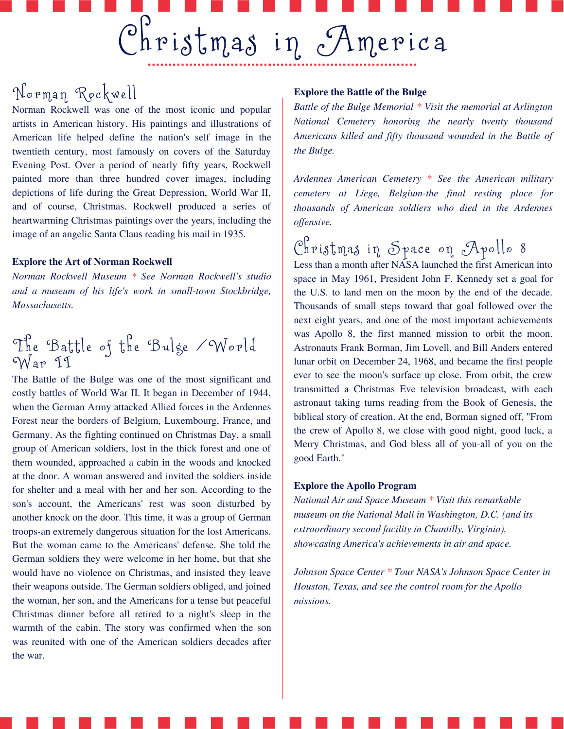# Christmas in America

## Norman Rockwell

Norman Rockwell was one of the most iconic and popular artists in American history. His paintings and illustrations of American life helped define the nation's self image in the twentieth century, most famously on covers of the Saturday Evening Post. Over a period of nearly fifty years, Rockwell painted more than three hundred cover images, including depictions of life during the Great Depression, World War II, and of course, Christmas. Rockwell produced a series of heartwarming Christmas paintings over the years, including the image of an angelic Santa Claus reading his mail in 1935.

**Explore the Art of Norman Rockwell**

*Norman Rockwell Museum * See Norman Rockwell's studio and a museum of his life's work in small-town Stockbridge, Massachusetts.*

## The Battle of the Bulge / World War II

The Battle of the Bulge was one of the most significant and costly battles of World War II. It began in December of 1944, when the German Army attacked Allied forces in the Ardennes Forest near the borders of Belgium, Luxembourg, France, and Germany. As the fighting continued on Christmas Day, a small group of American soldiers, lost in the thick forest and one of them wounded, approached a cabin in the woods and knocked at the door. A woman answered and invited the soldiers inside for shelter and a meal with her and her son. According to the son's account, the Americans' rest was soon disturbed by another knock on the door. This time, it was a group of German troops-an extremely dangerous situation for the lost Americans. But the woman came to the Americans' defense. She told the German soldiers they were welcome in her home, but that she would have no violence on Christmas, and insisted they leave their weapons outside. The German soldiers obliged, and joined the woman, her son, and the Americans for a tense but peaceful Christmas dinner before all retired to a night's sleep in the warmth of the cabin. The story was confirmed when the son was reunited with one of the American soldiers decades after the war.

**Explore the Battle of the Bulge**

*Battle of the Bulge Memorial * Visit the memorial at Arlington National Cemetery honoring the nearly twenty thousand Americans killed and fifty thousand wounded in the Battle of the Bulge.*

*Ardennes American Cemetery * See the American military cemetery at Liege, Belgium-the final resting place for thousands of American soldiers who died in the Ardennes offensive.*

## Christmas in Space on Apollo 8

Less than a month after NASA launched the first American into space in May 1961, President John F. Kennedy set a goal for the U.S. to land men on the moon by the end of the decade. Thousands of small steps toward that goal followed over the next eight years, and one of the most important achievements was Apollo 8, the first manned mission to orbit the moon. Astronauts Frank Borman, Jim Lovell, and Bill Anders entered lunar orbit on December 24, 1968, and became the first people ever to see the moon's surface up close. From orbit, the crew transmitted a Christmas Eve television broadcast, with each astronaut taking turns reading from the Book of Genesis, the biblical story of creation. At the end, Borman signed off, "From the crew of Apollo 8, we close with good night, good luck, a Merry Christmas, and God bless all of you-all of you on the good Earth."

**Explore the Apollo Program**

*National Air and Space Museum * Visit this remarkable museum on the National Mall in Washington, D.C. (and its extraordinary second facility in Chantilly, Virginia), showcasing America's achievements in air and space.*

*Johnson Space Center * Tour NASA's Johnson Space Center in Houston, Texas, and see the control room for the Apollo missions.*